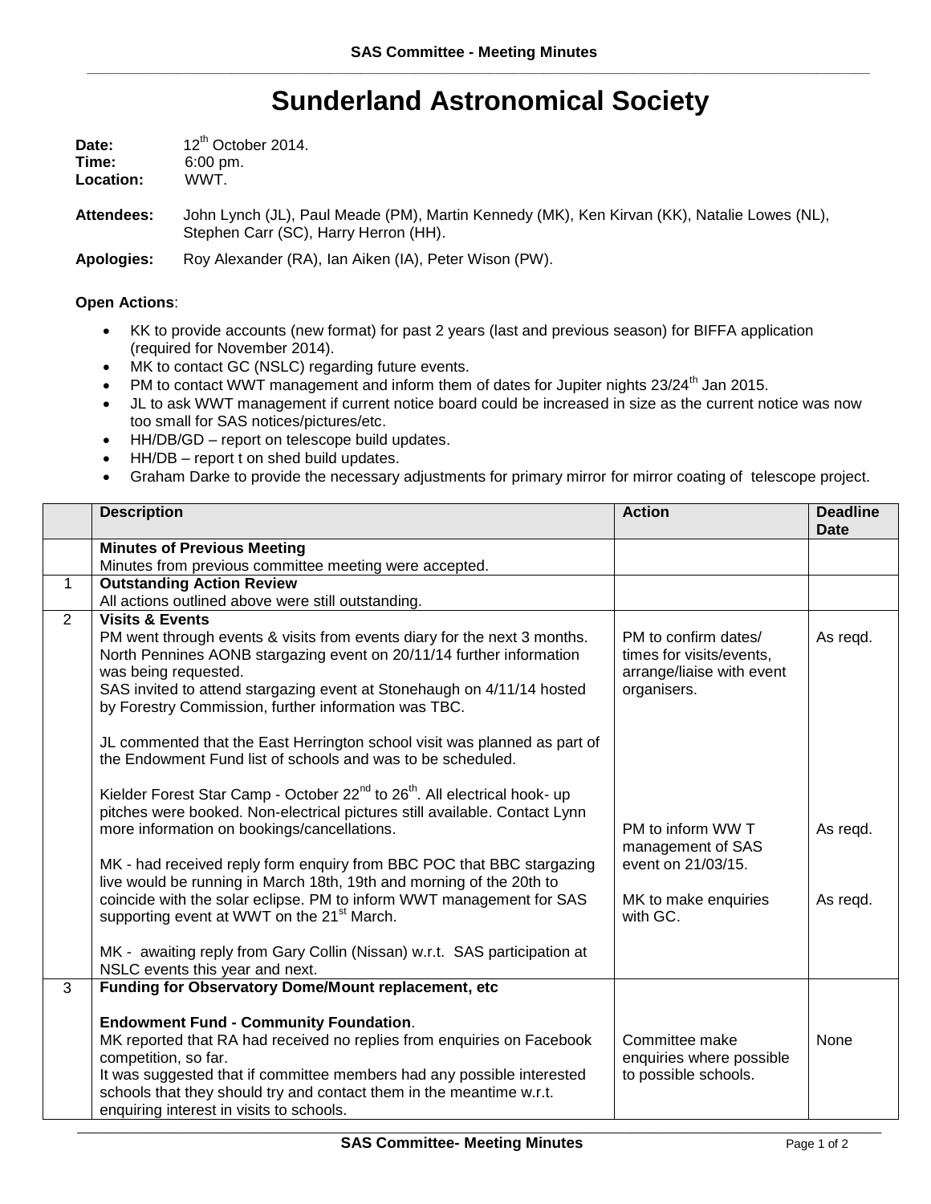# Sunderland Astronomical Society

**Date:** 12th October 2014.
**Time:** 6:00 pm.
**Location:** WWT.

**Attendees:** John Lynch (JL), Paul Meade (PM), Martin Kennedy (MK), Ken Kirvan (KK), Natalie Lowes (NL), Stephen Carr (SC), Harry Herron (HH).

**Apologies:** Roy Alexander (RA), Ian Aiken (IA), Peter Wison (PW).

**Open Actions**:

- KK to provide accounts (new format) for past 2 years (last and previous season) for BIFFA application (required for November 2014).
- MK to contact GC (NSLC) regarding future events.
- PM to contact WWT management and inform them of dates for Jupiter nights 23/24th Jan 2015.
- JL to ask WWT management if current notice board could be increased in size as the current notice was now too small for SAS notices/pictures/etc.
- HH/DB/GD – report on telescope build updates.
- HH/DB – report t on shed build updates.
- Graham Darke to provide the necessary adjustments for primary mirror for mirror coating of telescope project.

| | Description | Action | Deadline Date |
|---|---|---|---|
| | **Minutes of Previous Meeting**<br>Minutes from previous committee meeting were accepted. | | |
| 1 | **Outstanding Action Review**<br>All actions outlined above were still outstanding. | | |
| 2 | **Visits & Events**<br>PM went through events & visits from events diary for the next 3 months. North Pennines AONB stargazing event on 20/11/14 further information was being requested.<br>SAS invited to attend stargazing event at Stonehaugh on 4/11/14 hosted by Forestry Commission, further information was TBC.<br><br>JL commented that the East Herrington school visit was planned as part of the Endowment Fund list of schools and was to be scheduled.<br><br>Kielder Forest Star Camp - October 22nd to 26th. All electrical hook- up pitches were booked. Non-electrical pictures still available. Contact Lynn more information on bookings/cancellations.<br><br>MK - had received reply form enquiry from BBC POC that BBC stargazing live would be running in March 18th, 19th and morning of the 20th to coincide with the solar eclipse. PM to inform WWT management for SAS supporting event at WWT on the 21st March.<br><br>MK - awaiting reply from Gary Collin (Nissan) w.r.t. SAS participation at NSLC events this year and next. | PM to confirm dates/ times for visits/events, arrange/liaise with event organisers.<br><br>PM to inform WW T management of SAS event on 21/03/15.<br><br>MK to make enquiries with GC. | As reqd.<br><br>As reqd.<br><br>As reqd. |
| 3 | **Funding for Observatory Dome/Mount replacement, etc**<br><br>**Endowment Fund - Community Foundation**.<br>MK reported that RA had received no replies from enquiries on Facebook competition, so far.<br>It was suggested that if committee members had any possible interested schools that they should try and contact them in the meantime w.r.t. enquiring interest in visits to schools. | Committee make enquiries where possible to possible schools. | None |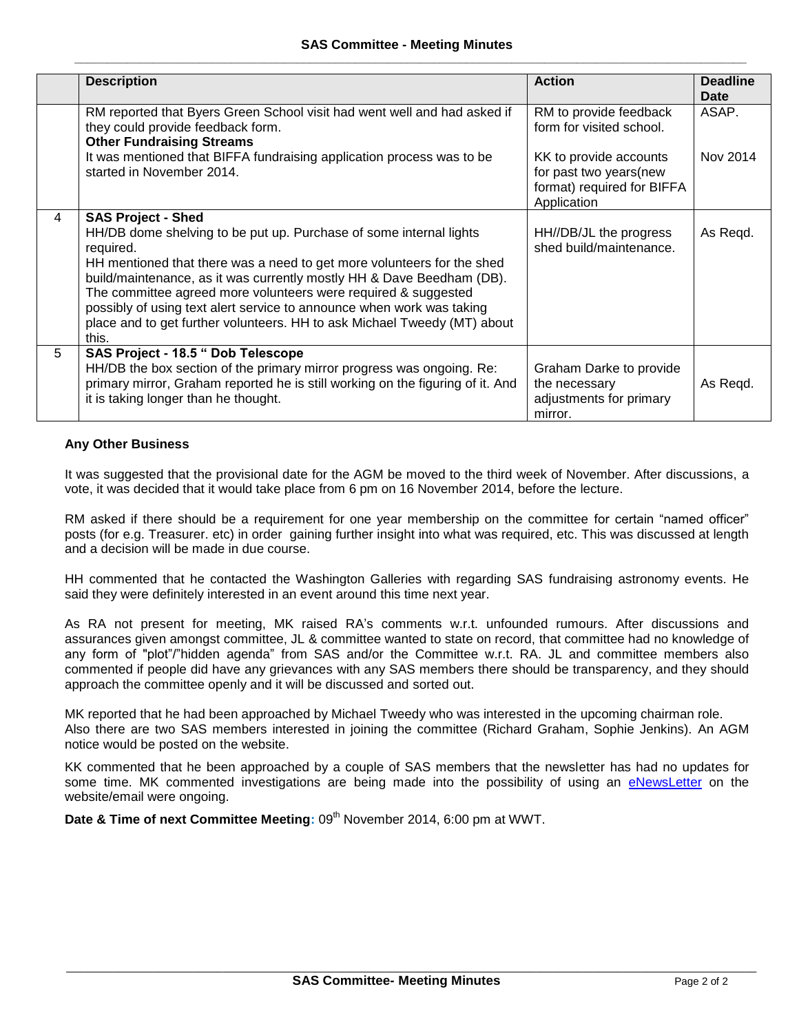| | Description | Action | Deadline Date |
|---|---|---|---|
| | RM reported that Byers Green School visit had went well and had asked if they could provide feedback form.<br>**Other Fundraising Streams**<br>It was mentioned that BIFFA fundraising application process was to be started in November 2014. | RM to provide feedback form for visited school.<br><br>KK to provide accounts for past two years(new format) required for BIFFA Application | ASAP.<br><br>Nov 2014 |
| 4 | **SAS Project - Shed**<br>HH/DB dome shelving to be put up. Purchase of some internal lights required.<br>HH mentioned that there was a need to get more volunteers for the shed build/maintenance, as it was currently mostly HH & Dave Beedham (DB). The committee agreed more volunteers were required & suggested possibly of using text alert service to announce when work was taking place and to get further volunteers. HH to ask Michael Tweedy (MT) about this. | HH//DB/JL the progress shed build/maintenance. | As Reqd. |
| 5 | **SAS Project - 18.5 " Dob Telescope**<br>HH/DB the box section of the primary mirror progress was ongoing. Re: primary mirror, Graham reported he is still working on the figuring of it. And it is taking longer than he thought. | Graham Darke to provide the necessary adjustments for primary mirror. | As Reqd. |

**Any Other Business**

It was suggested that the provisional date for the AGM be moved to the third week of November. After discussions, a vote, it was decided that it would take place from 6 pm on 16 November 2014, before the lecture.

RM asked if there should be a requirement for one year membership on the committee for certain "named officer" posts (for e.g. Treasurer. etc) in order gaining further insight into what was required, etc. This was discussed at length and a decision will be made in due course.

HH commented that he contacted the Washington Galleries with regarding SAS fundraising astronomy events. He said they were definitely interested in an event around this time next year.

As RA not present for meeting, MK raised RA's comments w.r.t. unfounded rumours. After discussions and assurances given amongst committee, JL & committee wanted to state on record, that committee had no knowledge of any form of "plot"/"hidden agenda" from SAS and/or the Committee w.r.t. RA. JL and committee members also commented if people did have any grievances with any SAS members there should be transparency, and they should approach the committee openly and it will be discussed and sorted out.

MK reported that he had been approached by Michael Tweedy who was interested in the upcoming chairman role. Also there are two SAS members interested in joining the committee (Richard Graham, Sophie Jenkins). An AGM notice would be posted on the website.

KK commented that he been approached by a couple of SAS members that the newsletter has had no updates for some time. MK commented investigations are being made into the possibility of using an eNewsLetter on the website/email were ongoing.

**Date & Time of next Committee Meeting:** 09th November 2014, 6:00 pm at WWT.